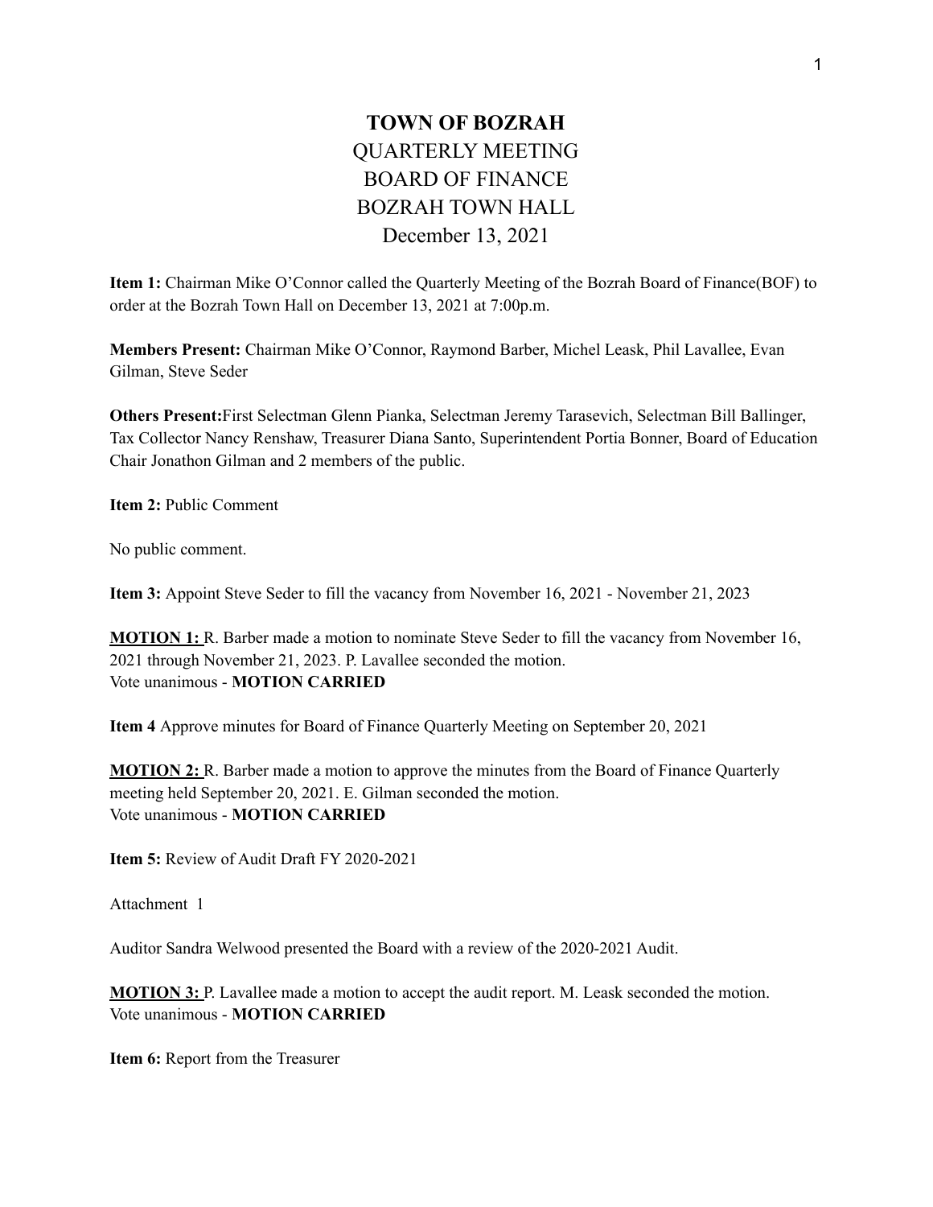# TOWN OF BOZRAH

QUARTERLY MEETING
BOARD OF FINANCE
BOZRAH TOWN HALL
December 13, 2021

**Item 1:** Chairman Mike O'Connor called the Quarterly Meeting of the Bozrah Board of Finance(BOF) to order at the Bozrah Town Hall on December 13, 2021 at 7:00p.m.

**Members Present:** Chairman Mike O'Connor, Raymond Barber, Michel Leask, Phil Lavallee, Evan Gilman, Steve Seder

**Others Present:**First Selectman Glenn Pianka, Selectman Jeremy Tarasevich, Selectman Bill Ballinger, Tax Collector Nancy Renshaw, Treasurer Diana Santo, Superintendent Portia Bonner, Board of Education Chair Jonathon Gilman and 2 members of the public.

**Item 2:** Public Comment

No public comment.

**Item 3:** Appoint Steve Seder to fill the vacancy from November 16, 2021 - November 21, 2023

**MOTION 1:** R. Barber made a motion to nominate Steve Seder to fill the vacancy from November 16, 2021 through November 21, 2023. P. Lavallee seconded the motion.
Vote unanimous - **MOTION CARRIED**

**Item 4** Approve minutes for Board of Finance Quarterly Meeting on September 20, 2021

**MOTION 2:** R. Barber made a motion to approve the minutes from the Board of Finance Quarterly meeting held September 20, 2021. E. Gilman seconded the motion.
Vote unanimous - **MOTION CARRIED**

**Item 5:** Review of Audit Draft FY 2020-2021

Attachment 1

Auditor Sandra Welwood presented the Board with a review of the 2020-2021 Audit.

**MOTION 3:** P. Lavallee made a motion to accept the audit report. M. Leask seconded the motion.
Vote unanimous - **MOTION CARRIED**

**Item 6:** Report from the Treasurer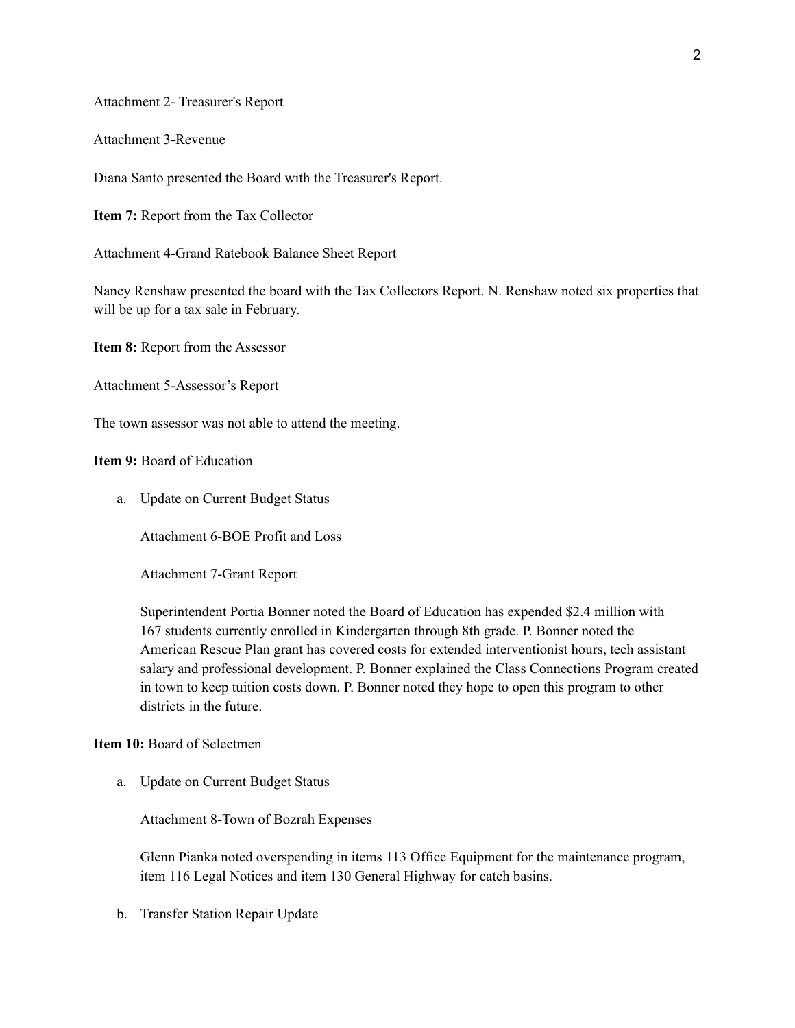Attachment 2- Treasurer's Report

Attachment 3-Revenue

Diana Santo presented the Board with the Treasurer's Report.

**Item 7:** Report from the Tax Collector

Attachment 4-Grand Ratebook Balance Sheet Report

Nancy Renshaw presented the board with the Tax Collectors Report. N. Renshaw noted six properties that will be up for a tax sale in February.

**Item 8:** Report from the Assessor

Attachment 5-Assessor's Report

The town assessor was not able to attend the meeting.

**Item 9:** Board of Education

a. Update on Current Budget Status

   Attachment 6-BOE Profit and Loss

   Attachment 7-Grant Report

   Superintendent Portia Bonner noted the Board of Education has expended $2.4 million with 167 students currently enrolled in Kindergarten through 8th grade. P. Bonner noted the American Rescue Plan grant has covered costs for extended interventionist hours, tech assistant salary and professional development. P. Bonner explained the Class Connections Program created in town to keep tuition costs down. P. Bonner noted they hope to open this program to other districts in the future.

**Item 10:** Board of Selectmen

a. Update on Current Budget Status

   Attachment 8-Town of Bozrah Expenses

   Glenn Pianka noted overspending in items 113 Office Equipment for the maintenance program, item 116 Legal Notices and item 130 General Highway for catch basins.

b. Transfer Station Repair Update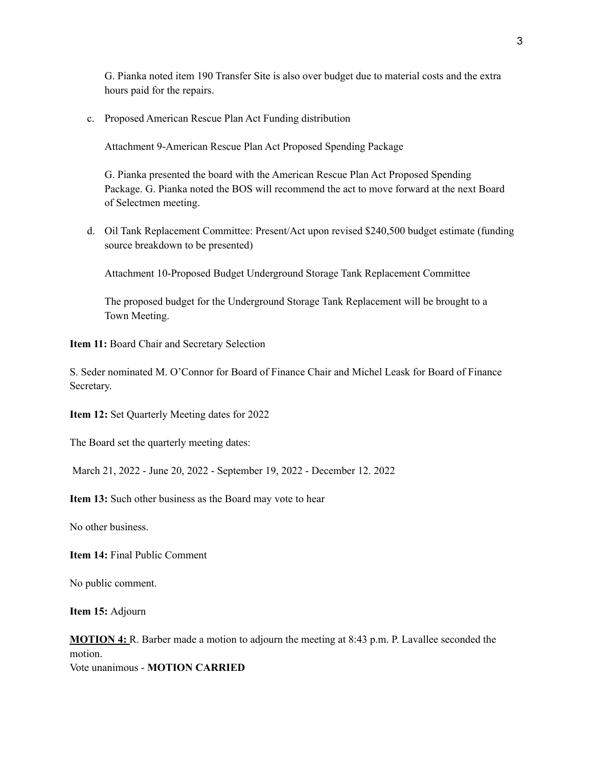G. Pianka noted item 190 Transfer Site is also over budget due to material costs and the extra hours paid for the repairs.

c. Proposed American Rescue Plan Act Funding distribution

   Attachment 9-American Rescue Plan Act Proposed Spending Package

   G. Pianka presented the board with the American Rescue Plan Act Proposed Spending Package. G. Pianka noted the BOS will recommend the act to move forward at the next Board of Selectmen meeting.

d. Oil Tank Replacement Committee: Present/Act upon revised $240,500 budget estimate (funding source breakdown to be presented)

   Attachment 10-Proposed Budget Underground Storage Tank Replacement Committee

   The proposed budget for the Underground Storage Tank Replacement will be brought to a Town Meeting.

**Item 11:** Board Chair and Secretary Selection

S. Seder nominated M. O'Connor for Board of Finance Chair and Michel Leask for Board of Finance Secretary.

**Item 12:** Set Quarterly Meeting dates for 2022

The Board set the quarterly meeting dates:

March 21, 2022 - June 20, 2022 - September 19, 2022 - December 12. 2022

**Item 13:** Such other business as the Board may vote to hear

No other business.

**Item 14:** Final Public Comment

No public comment.

**Item 15:** Adjourn

**MOTION 4:** R. Barber made a motion to adjourn the meeting at 8:43 p.m. P. Lavallee seconded the motion.
Vote unanimous - **MOTION CARRIED**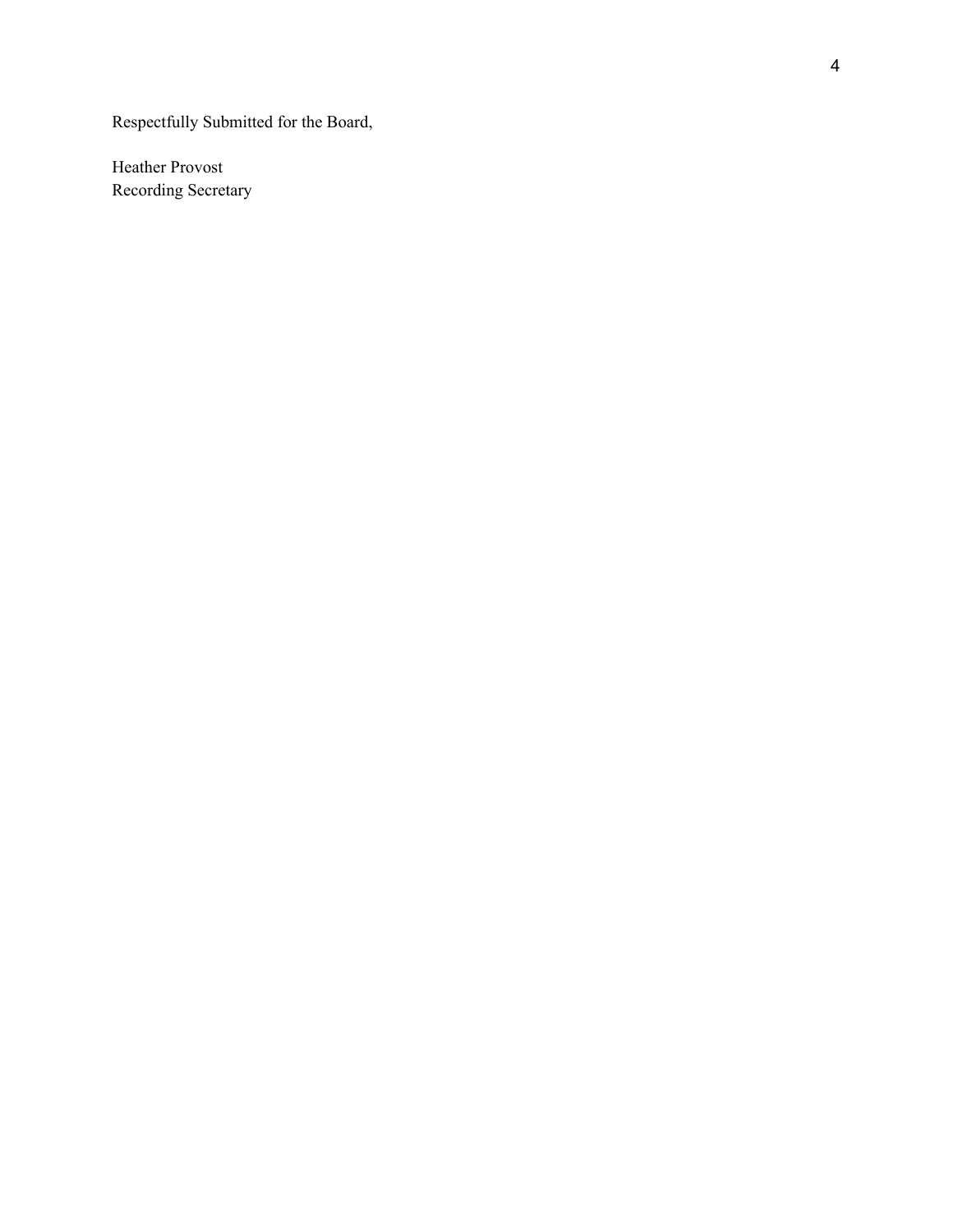Respectfully Submitted for the Board,

Heather Provost
Recording Secretary